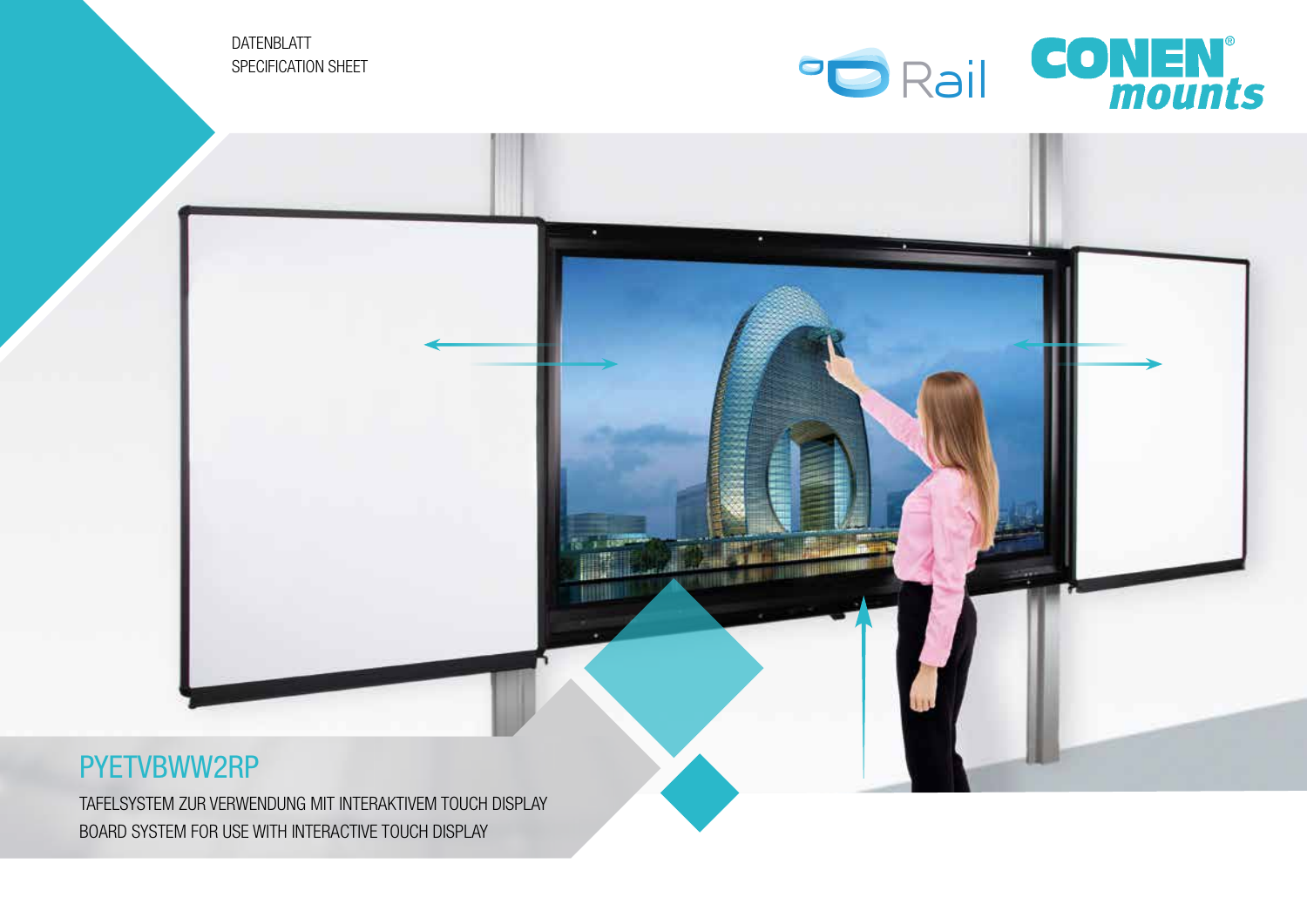DATENBLATT
SPECIFICATION SHEET

Rail

CONEN® mounts

# PYETVBWW2RP

TAFELSYSTEM ZUR VERWENDUNG MIT INTERAKTIVEM TOUCH DISPLAY
BOARD SYSTEM FOR USE WITH INTERACTIVE TOUCH DISPLAY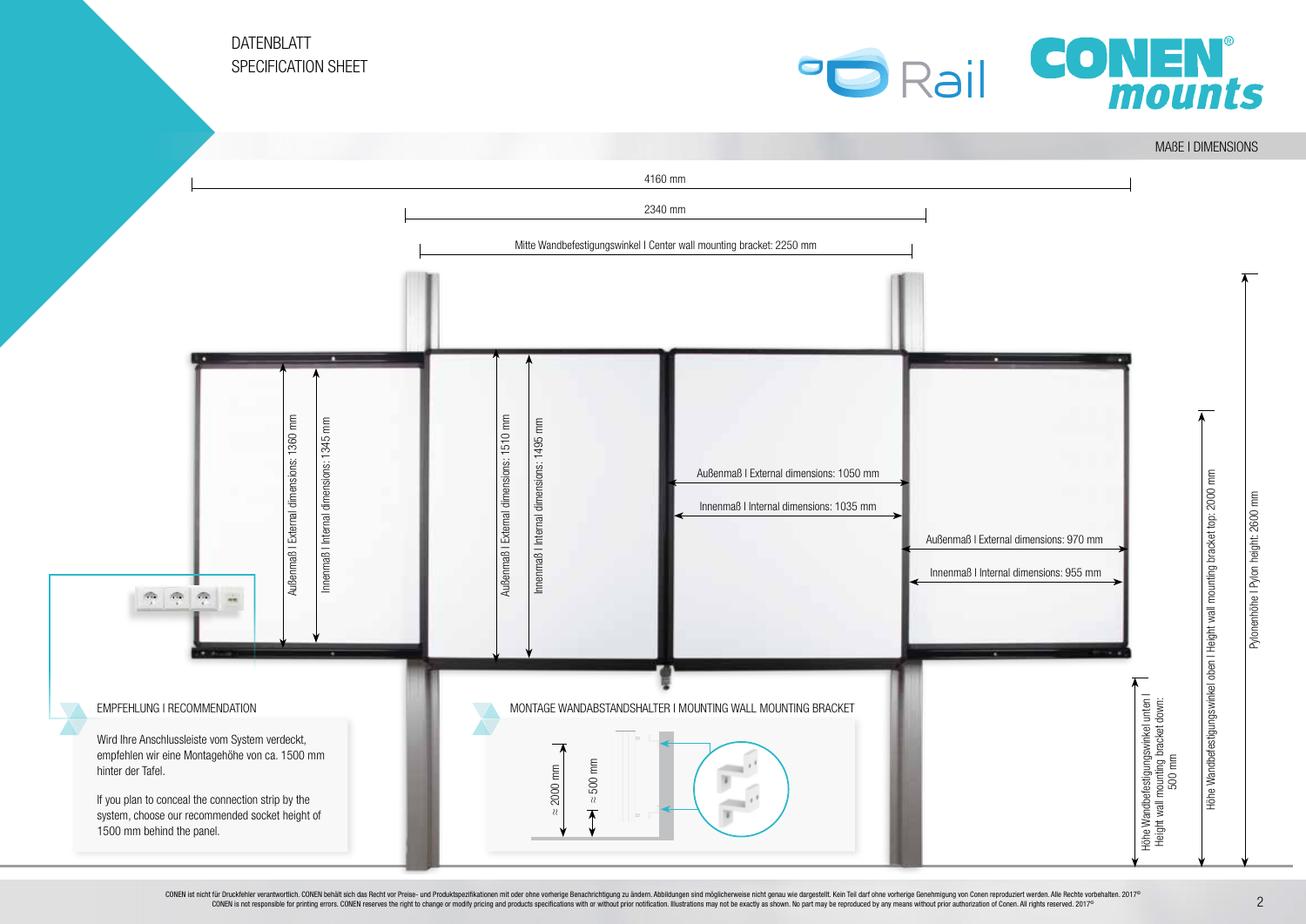DATENBLATT
SPECIFICATION SHEET

## MAßE I DIMENSIONS

4160 mm

2340 mm

Mitte Wandbefestigungswinkel I Center wall mounting bracket: 2250 mm

Außenmaß I External dimensions: 1360 mm

Innenmaß I Internal dimensions: 1345 mm

Außenmaß I External dimensions: 1510 mm

Innenmaß I Internal dimensions: 1495 mm

Außenmaß I External dimensions: 1050 mm

Innenmaß I Internal dimensions: 1035 mm

Außenmaß I External dimensions: 970 mm

Innenmaß I Internal dimensions: 955 mm

Höhe Wandbefestigungswinkel unten I Height wall mounting bracket down: 500 mm

Höhe Wandbefestigungswinkel oben I Height wall mounting bracket top: 2000 mm

Pylonenhöhe I Pylon height: 2600 mm

### EMPFEHLUNG I RECOMMENDATION

Wird Ihre Anschlussleiste vom System verdeckt, empfehlen wir eine Montagehöhe von ca. 1500 mm hinter der Tafel.

If you plan to conceal the connection strip by the system, choose our recommended socket height of 1500 mm behind the panel.

### MONTAGE WANDABSTANDSHALTER I MOUNTING WALL MOUNTING BRACKET

≈ 2000 mm

≈ 500 mm

CONEN ist nicht für Druckfehler verantwortlich. CONEN behält sich das Recht vor Preise- und Produktspezifikationen mit oder ohne vorherige Benachrichtigung zu ändern. Abbildungen sind möglicherweise nicht genau wie dargestellt. Kein Teil darf ohne vorherige Genehmigung von Conen reproduziert werden. Alle Rechte vorbehalten. 2017©
CONEN is not responsible for printing errors. CONEN reserves the right to change or modify pricing and products specifications with or without prior notification. Illustrations may not be exactly as shown. No part may be reproduced by any means without prior authorization of Conen. All rights reserved. 2017©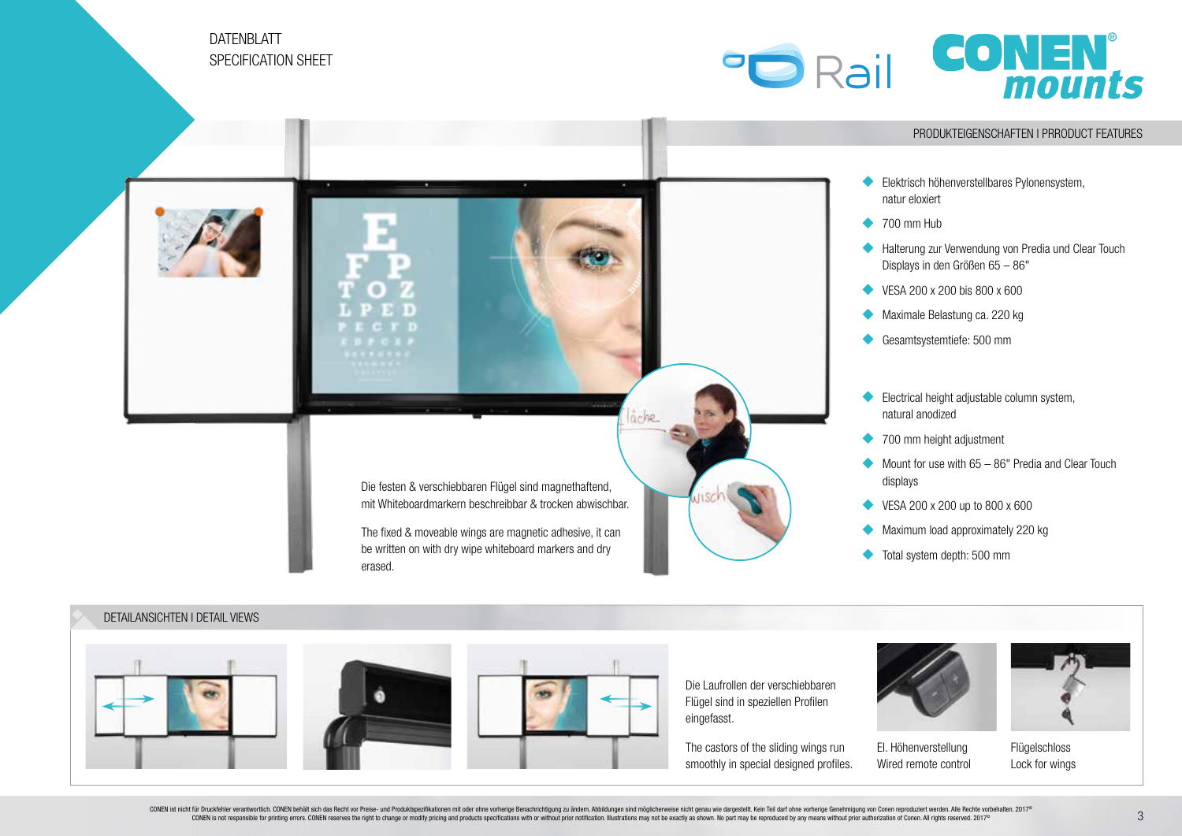DATENBLATT
SPECIFICATION SHEET

Rail

CONEN® mounts

## PRODUKTEIGENSCHAFTEN I PRRODUCT FEATURES

- Elektrisch höhenverstellbares Pylonensystem, natur eloxiert
- 700 mm Hub
- Halterung zur Verwendung von Predia und Clear Touch Displays in den Größen 65 – 86"
- VESA 200 x 200 bis 800 x 600
- Maximale Belastung ca. 220 kg
- Gesamtsystemtiefe: 500 mm

- Electrical height adjustable column system, natural anodized
- 700 mm height adjustment
- Mount for use with 65 – 86" Predia and Clear Touch displays
- VESA 200 x 200 up to 800 x 600
- Maximum load approximately 220 kg
- Total system depth: 500 mm

Die festen & verschiebbaren Flügel sind magnethaftend, mit Whiteboardmarkern beschreibbar & trocken abwischbar.

The fixed & moveable wings are magnetic adhesive, it can be written on with dry wipe whiteboard markers and dry erased.

## DETAILANSICHTEN I DETAIL VIEWS

Die Laufrollen der verschiebbaren Flügel sind in speziellen Profilen eingefasst.

The castors of the sliding wings run smoothly in special designed profiles.

El. Höhenverstellung
Wired remote control

Flügelschloss
Lock for wings

CONEN ist nicht für Druckfehler verantwortlich. CONEN behält sich das Recht vor Preise- und Produktspezifikationen mit oder ohne vorherige Benachrichtigung zu ändern. Abbildungen sind möglicherweise nicht genau wie dargestellt. Kein Teil darf ohne vorherige Genehmigung von Conen reproduziert werden. Alle Rechte vorbehalten. 2017©
CONEN is not responsible for printing errors. CONEN reserves the right to change or modify pricing and products specifications with or without prior notification. Illustrations may not be exactly as shown. No part may be reproduced by any means without prior authorization of Conen. All rights reserved. 2017©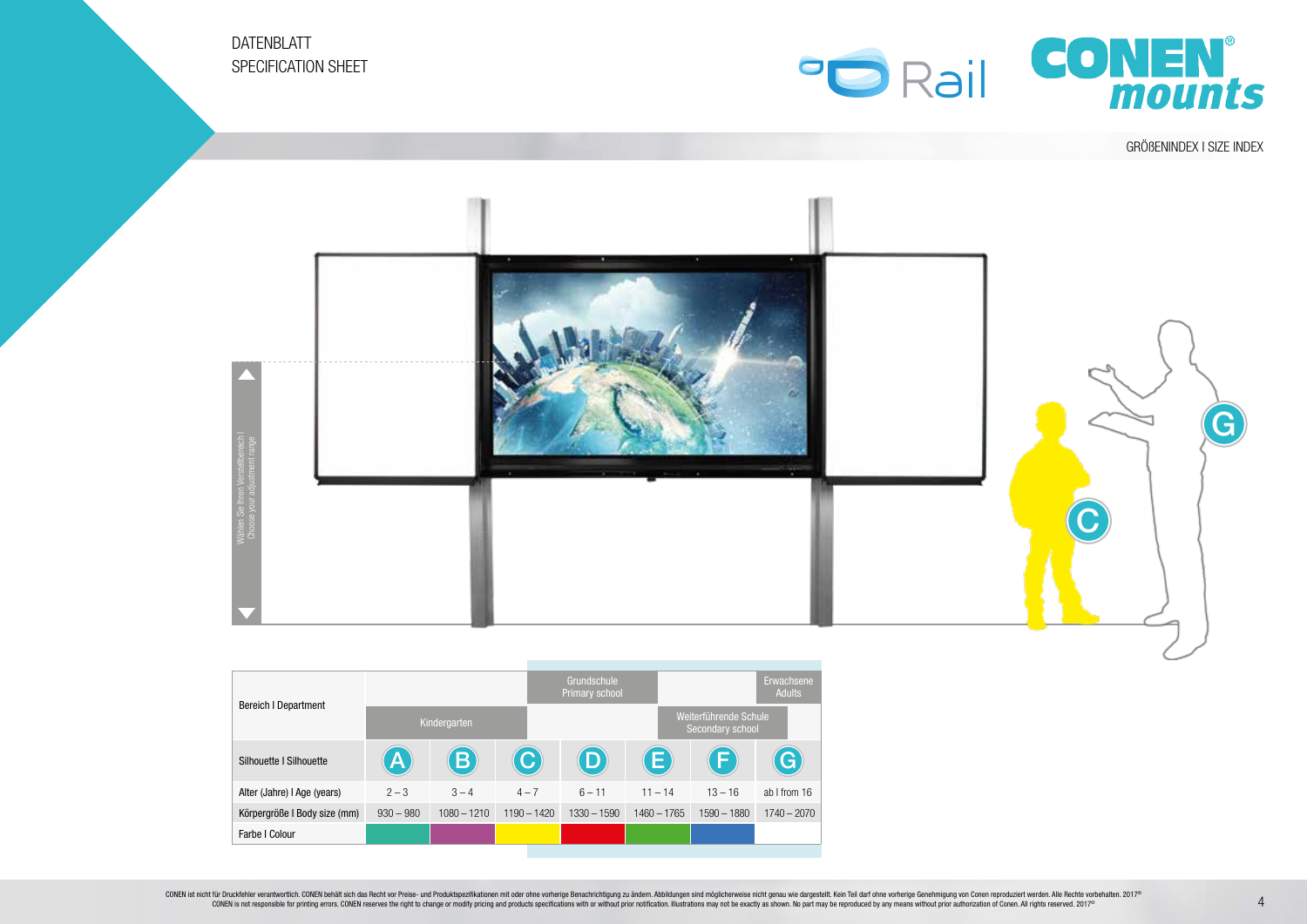DATENBLATT
SPECIFICATION SHEET

GRÖßENINDEX I SIZE INDEX

Wählen Sie Ihren Verstellbereich I
Choose your adjustment range

| Bereich I Department | A | B | C | D | E | F | G |
|---|---|---|---|---|---|---|---|
| | | | | Grundschule Primary school | | | Erwachsene Adults |
| | Kindergarten | | | | Weiterführende Schule Secondary school | | |
| Silhouette I Silhouette | A | B | C | D | E | F | G |
| Alter (Jahre) I Age (years) | 2 – 3 | 3 – 4 | 4 – 7 | 6 – 11 | 11 – 14 | 13 – 16 | ab I from 16 |
| Körpergröße I Body size (mm) | 930 – 980 | 1080 – 1210 | 1190 – 1420 | 1330 – 1590 | 1460 – 1765 | 1590 – 1880 | 1740 – 2070 |
| Farbe I Colour | | | | | | | |

CONEN ist nicht für Druckfehler verantwortlich. CONEN behält sich das Recht vor Preise- und Produktspezifikationen mit oder ohne vorherige Benachrichtigung zu ändern. Abbildungen sind möglicherweise nicht genau wie dargestellt. Kein Teil darf ohne vorherige Genehmigung von Conen reproduziert werden. Alle Rechte vorbehalten. 2017©
CONEN is not responsible for printing errors. CONEN reserves the right to change or modify pricing and products specifications with or without prior notification. Illustrations may not be exactly as shown. No part may be reproduced by any means without prior authorization of Conen. All rights reserved. 2017©